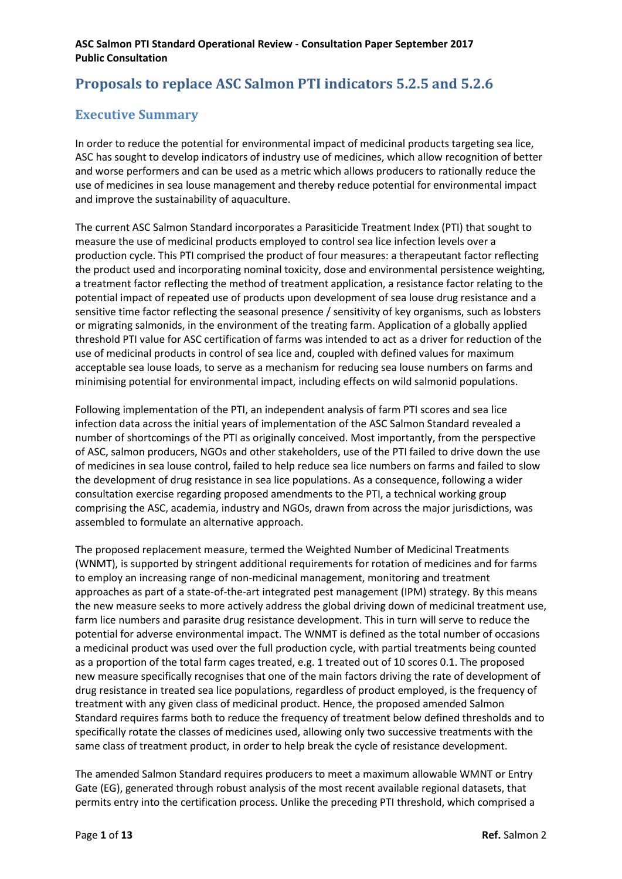**ASC Salmon PTI Standard Operational Review - Consultation Paper September 2017**
**Public Consultation**

# Proposals to replace ASC Salmon PTI indicators 5.2.5 and 5.2.6

## Executive Summary

In order to reduce the potential for environmental impact of medicinal products targeting sea lice, ASC has sought to develop indicators of industry use of medicines, which allow recognition of better and worse performers and can be used as a metric which allows producers to rationally reduce the use of medicines in sea louse management and thereby reduce potential for environmental impact and improve the sustainability of aquaculture.

The current ASC Salmon Standard incorporates a Parasiticide Treatment Index (PTI) that sought to measure the use of medicinal products employed to control sea lice infection levels over a production cycle. This PTI comprised the product of four measures: a therapeutant factor reflecting the product used and incorporating nominal toxicity, dose and environmental persistence weighting, a treatment factor reflecting the method of treatment application, a resistance factor relating to the potential impact of repeated use of products upon development of sea louse drug resistance and a sensitive time factor reflecting the seasonal presence / sensitivity of key organisms, such as lobsters or migrating salmonids, in the environment of the treating farm. Application of a globally applied threshold PTI value for ASC certification of farms was intended to act as a driver for reduction of the use of medicinal products in control of sea lice and, coupled with defined values for maximum acceptable sea louse loads, to serve as a mechanism for reducing sea louse numbers on farms and minimising potential for environmental impact, including effects on wild salmonid populations.

Following implementation of the PTI, an independent analysis of farm PTI scores and sea lice infection data across the initial years of implementation of the ASC Salmon Standard revealed a number of shortcomings of the PTI as originally conceived. Most importantly, from the perspective of ASC, salmon producers, NGOs and other stakeholders, use of the PTI failed to drive down the use of medicines in sea louse control, failed to help reduce sea lice numbers on farms and failed to slow the development of drug resistance in sea lice populations. As a consequence, following a wider consultation exercise regarding proposed amendments to the PTI, a technical working group comprising the ASC, academia, industry and NGOs, drawn from across the major jurisdictions, was assembled to formulate an alternative approach.

The proposed replacement measure, termed the Weighted Number of Medicinal Treatments (WNMT), is supported by stringent additional requirements for rotation of medicines and for farms to employ an increasing range of non-medicinal management, monitoring and treatment approaches as part of a state-of-the-art integrated pest management (IPM) strategy. By this means the new measure seeks to more actively address the global driving down of medicinal treatment use, farm lice numbers and parasite drug resistance development. This in turn will serve to reduce the potential for adverse environmental impact. The WNMT is defined as the total number of occasions a medicinal product was used over the full production cycle, with partial treatments being counted as a proportion of the total farm cages treated, e.g. 1 treated out of 10 scores 0.1. The proposed new measure specifically recognises that one of the main factors driving the rate of development of drug resistance in treated sea lice populations, regardless of product employed, is the frequency of treatment with any given class of medicinal product. Hence, the proposed amended Salmon Standard requires farms both to reduce the frequency of treatment below defined thresholds and to specifically rotate the classes of medicines used, allowing only two successive treatments with the same class of treatment product, in order to help break the cycle of resistance development.

The amended Salmon Standard requires producers to meet a maximum allowable WMNT or Entry Gate (EG), generated through robust analysis of the most recent available regional datasets, that permits entry into the certification process. Unlike the preceding PTI threshold, which comprised a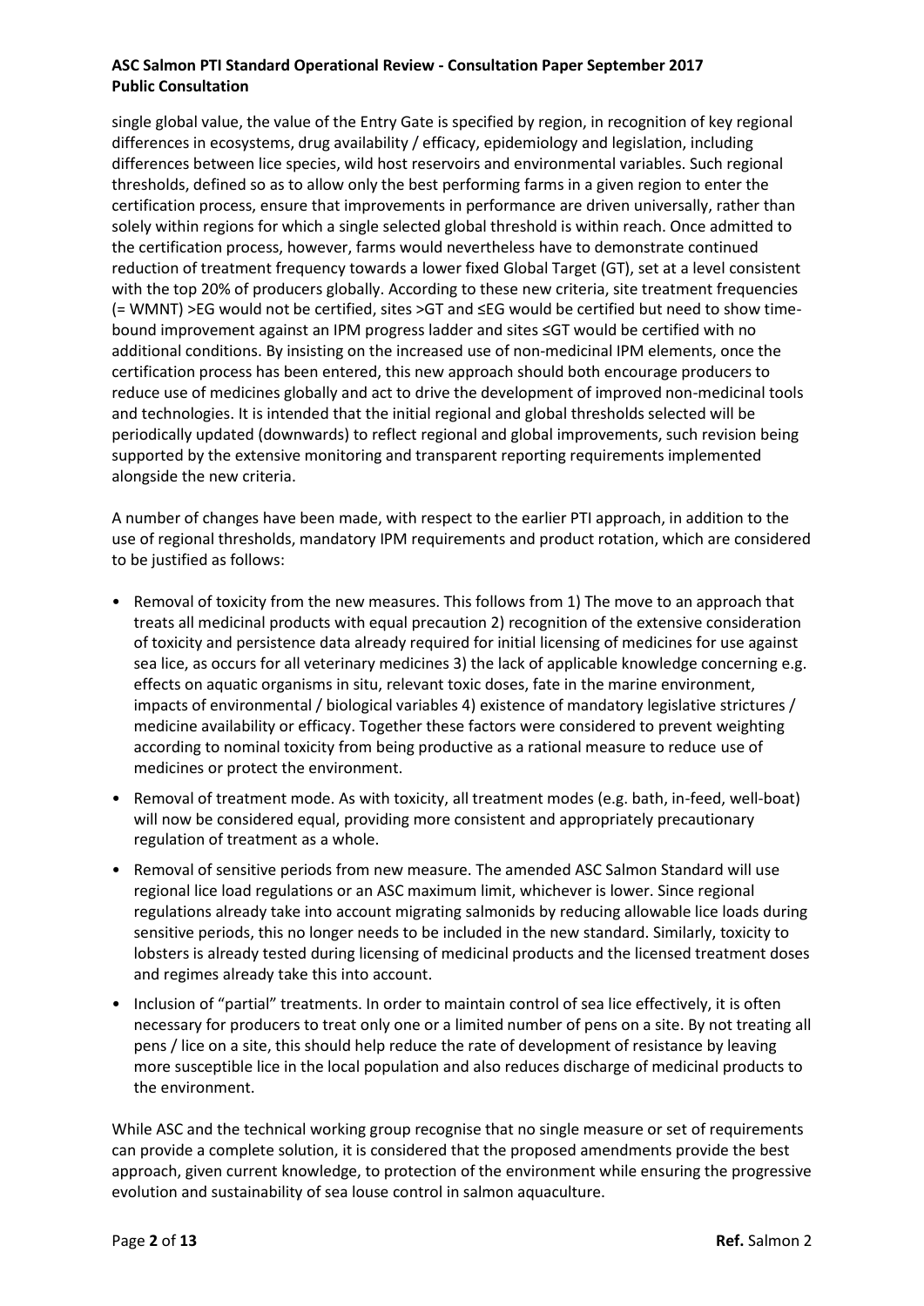single global value, the value of the Entry Gate is specified by region, in recognition of key regional differences in ecosystems, drug availability / efficacy, epidemiology and legislation, including differences between lice species, wild host reservoirs and environmental variables. Such regional thresholds, defined so as to allow only the best performing farms in a given region to enter the certification process, ensure that improvements in performance are driven universally, rather than solely within regions for which a single selected global threshold is within reach. Once admitted to the certification process, however, farms would nevertheless have to demonstrate continued reduction of treatment frequency towards a lower fixed Global Target (GT), set at a level consistent with the top 20% of producers globally. According to these new criteria, site treatment frequencies (= WMNT) >EG would not be certified, sites >GT and ≤EG would be certified but need to show time-bound improvement against an IPM progress ladder and sites ≤GT would be certified with no additional conditions. By insisting on the increased use of non-medicinal IPM elements, once the certification process has been entered, this new approach should both encourage producers to reduce use of medicines globally and act to drive the development of improved non-medicinal tools and technologies. It is intended that the initial regional and global thresholds selected will be periodically updated (downwards) to reflect regional and global improvements, such revision being supported by the extensive monitoring and transparent reporting requirements implemented alongside the new criteria.

A number of changes have been made, with respect to the earlier PTI approach, in addition to the use of regional thresholds, mandatory IPM requirements and product rotation, which are considered to be justified as follows:

- Removal of toxicity from the new measures. This follows from 1) The move to an approach that treats all medicinal products with equal precaution 2) recognition of the extensive consideration of toxicity and persistence data already required for initial licensing of medicines for use against sea lice, as occurs for all veterinary medicines 3) the lack of applicable knowledge concerning e.g. effects on aquatic organisms in situ, relevant toxic doses, fate in the marine environment, impacts of environmental / biological variables 4) existence of mandatory legislative strictures / medicine availability or efficacy. Together these factors were considered to prevent weighting according to nominal toxicity from being productive as a rational measure to reduce use of medicines or protect the environment.
- Removal of treatment mode. As with toxicity, all treatment modes (e.g. bath, in-feed, well-boat) will now be considered equal, providing more consistent and appropriately precautionary regulation of treatment as a whole.
- Removal of sensitive periods from new measure. The amended ASC Salmon Standard will use regional lice load regulations or an ASC maximum limit, whichever is lower. Since regional regulations already take into account migrating salmonids by reducing allowable lice loads during sensitive periods, this no longer needs to be included in the new standard. Similarly, toxicity to lobsters is already tested during licensing of medicinal products and the licensed treatment doses and regimes already take this into account.
- Inclusion of "partial" treatments. In order to maintain control of sea lice effectively, it is often necessary for producers to treat only one or a limited number of pens on a site. By not treating all pens / lice on a site, this should help reduce the rate of development of resistance by leaving more susceptible lice in the local population and also reduces discharge of medicinal products to the environment.

While ASC and the technical working group recognise that no single measure or set of requirements can provide a complete solution, it is considered that the proposed amendments provide the best approach, given current knowledge, to protection of the environment while ensuring the progressive evolution and sustainability of sea louse control in salmon aquaculture.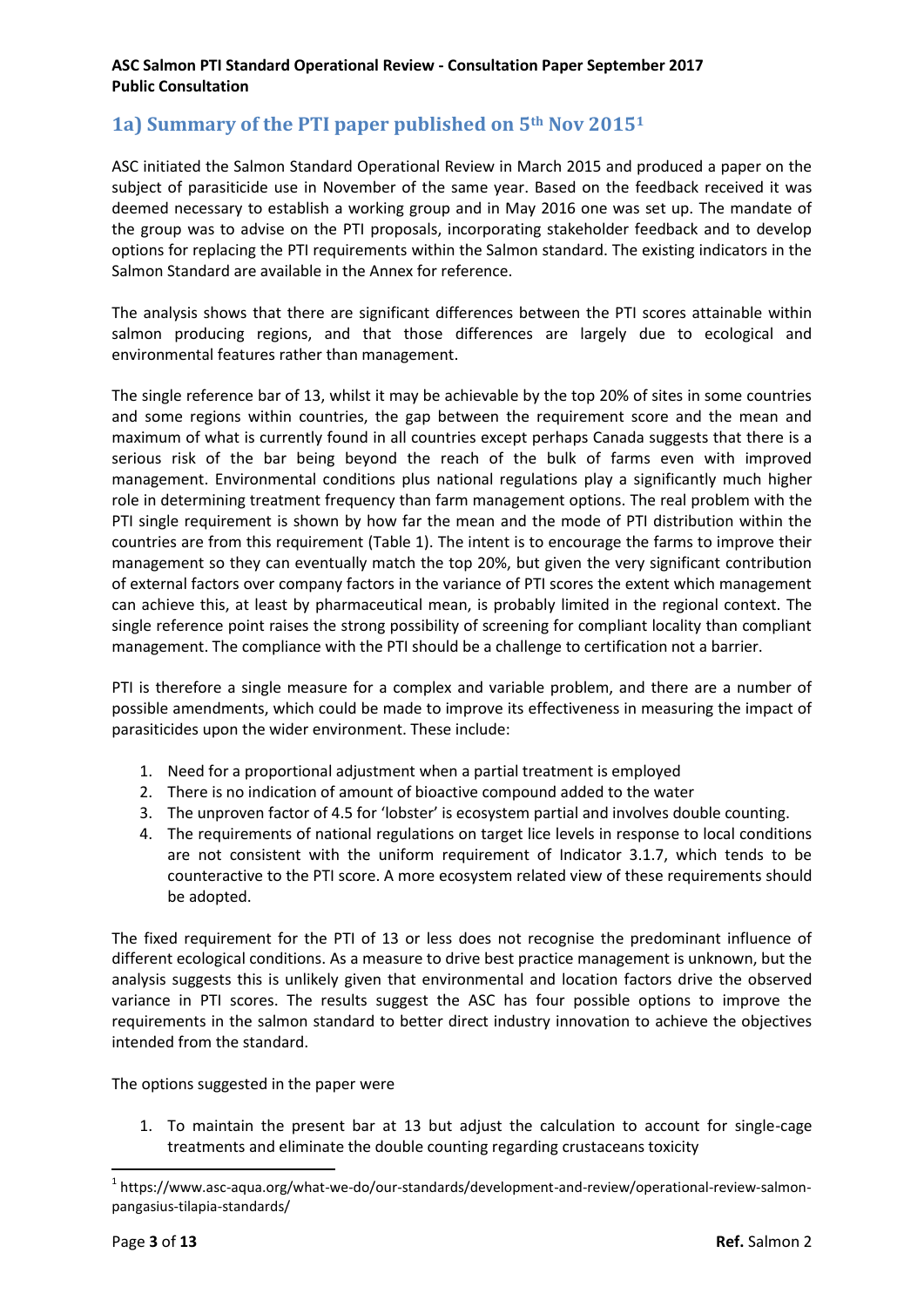## 1a) Summary of the PTI paper published on 5th Nov 2015[1]

ASC initiated the Salmon Standard Operational Review in March 2015 and produced a paper on the subject of parasiticide use in November of the same year. Based on the feedback received it was deemed necessary to establish a working group and in May 2016 one was set up. The mandate of the group was to advise on the PTI proposals, incorporating stakeholder feedback and to develop options for replacing the PTI requirements within the Salmon standard. The existing indicators in the Salmon Standard are available in the Annex for reference.

The analysis shows that there are significant differences between the PTI scores attainable within salmon producing regions, and that those differences are largely due to ecological and environmental features rather than management.

The single reference bar of 13, whilst it may be achievable by the top 20% of sites in some countries and some regions within countries, the gap between the requirement score and the mean and maximum of what is currently found in all countries except perhaps Canada suggests that there is a serious risk of the bar being beyond the reach of the bulk of farms even with improved management. Environmental conditions plus national regulations play a significantly much higher role in determining treatment frequency than farm management options. The real problem with the PTI single requirement is shown by how far the mean and the mode of PTI distribution within the countries are from this requirement (Table 1). The intent is to encourage the farms to improve their management so they can eventually match the top 20%, but given the very significant contribution of external factors over company factors in the variance of PTI scores the extent which management can achieve this, at least by pharmaceutical mean, is probably limited in the regional context. The single reference point raises the strong possibility of screening for compliant locality than compliant management. The compliance with the PTI should be a challenge to certification not a barrier.

PTI is therefore a single measure for a complex and variable problem, and there are a number of possible amendments, which could be made to improve its effectiveness in measuring the impact of parasiticides upon the wider environment. These include:

1. Need for a proportional adjustment when a partial treatment is employed
2. There is no indication of amount of bioactive compound added to the water
3. The unproven factor of 4.5 for 'lobster' is ecosystem partial and involves double counting.
4. The requirements of national regulations on target lice levels in response to local conditions are not consistent with the uniform requirement of Indicator 3.1.7, which tends to be counteractive to the PTI score. A more ecosystem related view of these requirements should be adopted.

The fixed requirement for the PTI of 13 or less does not recognise the predominant influence of different ecological conditions. As a measure to drive best practice management is unknown, but the analysis suggests this is unlikely given that environmental and location factors drive the observed variance in PTI scores. The results suggest the ASC has four possible options to improve the requirements in the salmon standard to better direct industry innovation to achieve the objectives intended from the standard.

The options suggested in the paper were

1. To maintain the present bar at 13 but adjust the calculation to account for single-cage treatments and eliminate the double counting regarding crustaceans toxicity

[1] https://www.asc-aqua.org/what-we-do/our-standards/development-and-review/operational-review-salmon-pangasius-tilapia-standards/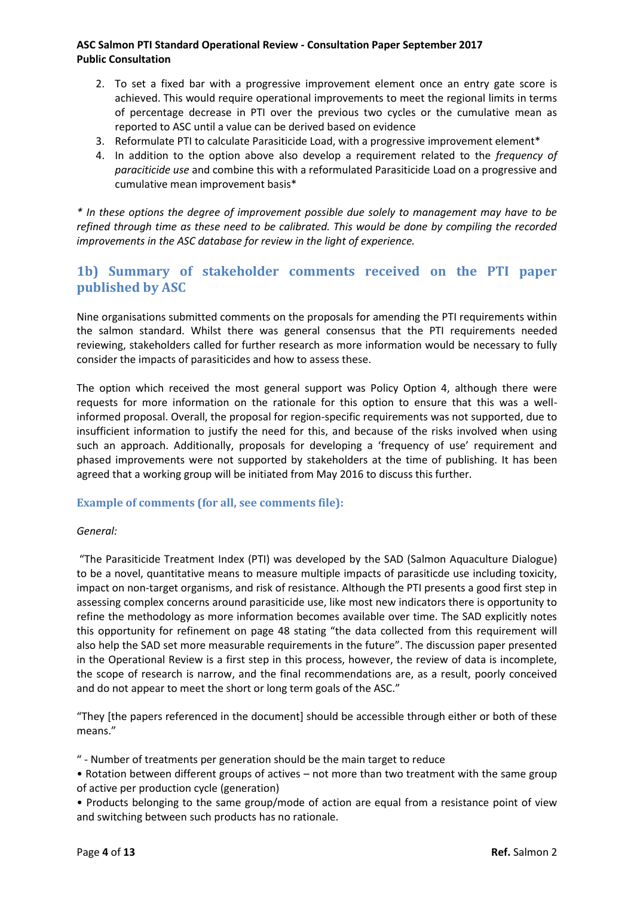2. To set a fixed bar with a progressive improvement element once an entry gate score is achieved. This would require operational improvements to meet the regional limits in terms of percentage decrease in PTI over the previous two cycles or the cumulative mean as reported to ASC until a value can be derived based on evidence
3. Reformulate PTI to calculate Parasiticide Load, with a progressive improvement element*
4. In addition to the option above also develop a requirement related to the *frequency of paraciticide use* and combine this with a reformulated Parasiticide Load on a progressive and cumulative mean improvement basis*

*\* In these options the degree of improvement possible due solely to management may have to be refined through time as these need to be calibrated. This would be done by compiling the recorded improvements in the ASC database for review in the light of experience.*

## 1b) Summary of stakeholder comments received on the PTI paper published by ASC

Nine organisations submitted comments on the proposals for amending the PTI requirements within the salmon standard. Whilst there was general consensus that the PTI requirements needed reviewing, stakeholders called for further research as more information would be necessary to fully consider the impacts of parasiticides and how to assess these.

The option which received the most general support was Policy Option 4, although there were requests for more information on the rationale for this option to ensure that this was a well-informed proposal. Overall, the proposal for region-specific requirements was not supported, due to insufficient information to justify the need for this, and because of the risks involved when using such an approach. Additionally, proposals for developing a 'frequency of use' requirement and phased improvements were not supported by stakeholders at the time of publishing. It has been agreed that a working group will be initiated from May 2016 to discuss this further.

### Example of comments (for all, see comments file):

*General:*

"The Parasiticide Treatment Index (PTI) was developed by the SAD (Salmon Aquaculture Dialogue) to be a novel, quantitative means to measure multiple impacts of parasiticde use including toxicity, impact on non-target organisms, and risk of resistance. Although the PTI presents a good first step in assessing complex concerns around parasiticide use, like most new indicators there is opportunity to refine the methodology as more information becomes available over time. The SAD explicitly notes this opportunity for refinement on page 48 stating "the data collected from this requirement will also help the SAD set more measurable requirements in the future". The discussion paper presented in the Operational Review is a first step in this process, however, the review of data is incomplete, the scope of research is narrow, and the final recommendations are, as a result, poorly conceived and do not appear to meet the short or long term goals of the ASC."

"They [the papers referenced in the document] should be accessible through either or both of these means."

" - Number of treatments per generation should be the main target to reduce

• Rotation between different groups of actives – not more than two treatment with the same group of active per production cycle (generation)

• Products belonging to the same group/mode of action are equal from a resistance point of view and switching between such products has no rationale.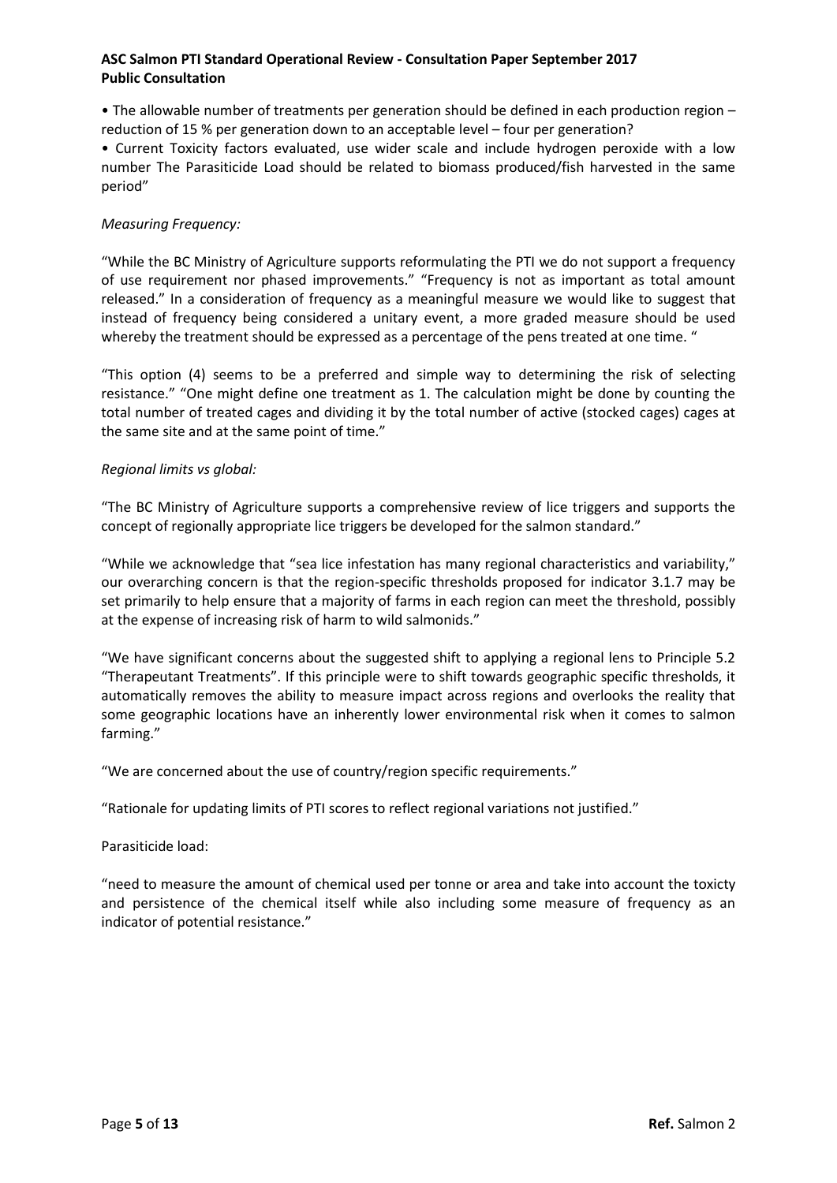- The allowable number of treatments per generation should be defined in each production region – reduction of 15 % per generation down to an acceptable level – four per generation?
- Current Toxicity factors evaluated, use wider scale and include hydrogen peroxide with a low number The Parasiticide Load should be related to biomass produced/fish harvested in the same period"

*Measuring Frequency:*

"While the BC Ministry of Agriculture supports reformulating the PTI we do not support a frequency of use requirement nor phased improvements." "Frequency is not as important as total amount released." In a consideration of frequency as a meaningful measure we would like to suggest that instead of frequency being considered a unitary event, a more graded measure should be used whereby the treatment should be expressed as a percentage of the pens treated at one time. "

"This option (4) seems to be a preferred and simple way to determining the risk of selecting resistance." "One might define one treatment as 1. The calculation might be done by counting the total number of treated cages and dividing it by the total number of active (stocked cages) cages at the same site and at the same point of time."

*Regional limits vs global:*

"The BC Ministry of Agriculture supports a comprehensive review of lice triggers and supports the concept of regionally appropriate lice triggers be developed for the salmon standard."

"While we acknowledge that "sea lice infestation has many regional characteristics and variability," our overarching concern is that the region-specific thresholds proposed for indicator 3.1.7 may be set primarily to help ensure that a majority of farms in each region can meet the threshold, possibly at the expense of increasing risk of harm to wild salmonids."

"We have significant concerns about the suggested shift to applying a regional lens to Principle 5.2 "Therapeutant Treatments". If this principle were to shift towards geographic specific thresholds, it automatically removes the ability to measure impact across regions and overlooks the reality that some geographic locations have an inherently lower environmental risk when it comes to salmon farming."

"We are concerned about the use of country/region specific requirements."

"Rationale for updating limits of PTI scores to reflect regional variations not justified."

Parasiticide load:

"need to measure the amount of chemical used per tonne or area and take into account the toxicty and persistence of the chemical itself while also including some measure of frequency as an indicator of potential resistance."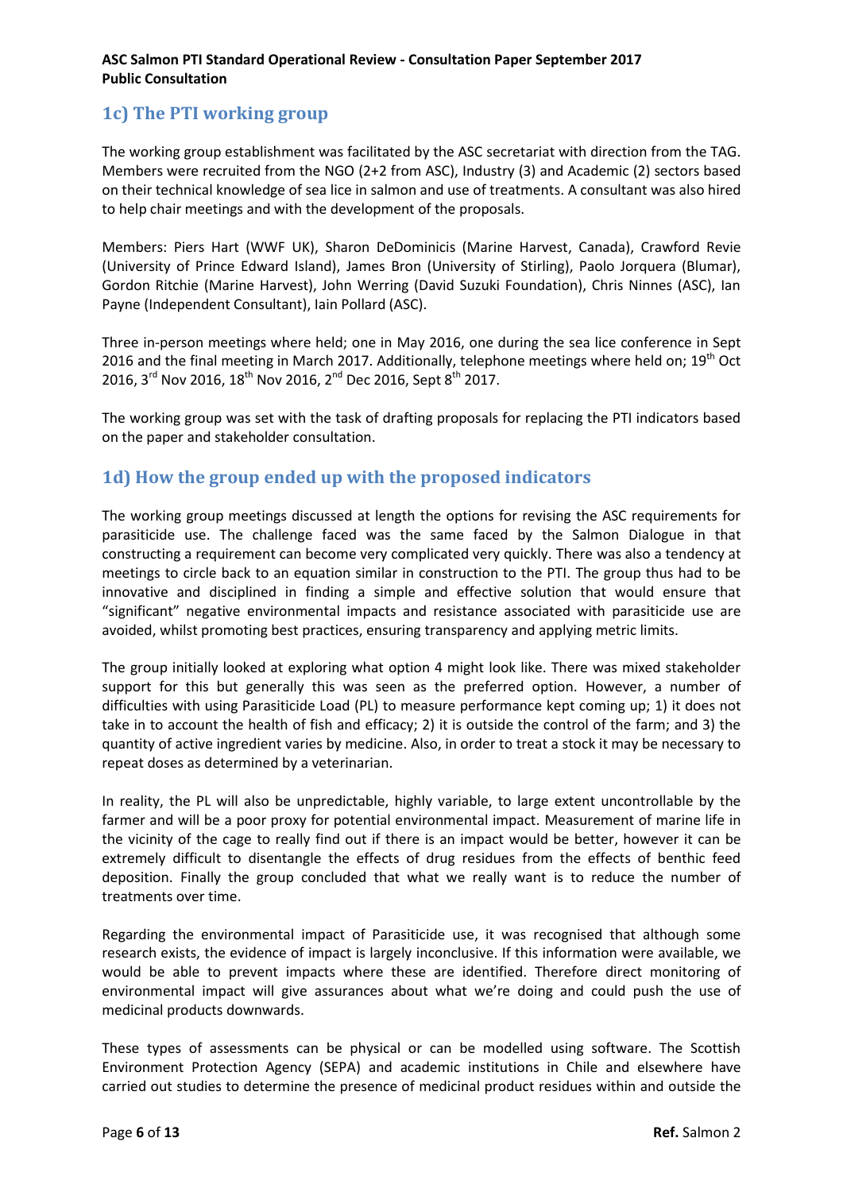## 1c) The PTI working group

The working group establishment was facilitated by the ASC secretariat with direction from the TAG. Members were recruited from the NGO (2+2 from ASC), Industry (3) and Academic (2) sectors based on their technical knowledge of sea lice in salmon and use of treatments. A consultant was also hired to help chair meetings and with the development of the proposals.

Members: Piers Hart (WWF UK), Sharon DeDominicis (Marine Harvest, Canada), Crawford Revie (University of Prince Edward Island), James Bron (University of Stirling), Paolo Jorquera (Blumar), Gordon Ritchie (Marine Harvest), John Werring (David Suzuki Foundation), Chris Ninnes (ASC), Ian Payne (Independent Consultant), Iain Pollard (ASC).

Three in-person meetings where held; one in May 2016, one during the sea lice conference in Sept 2016 and the final meeting in March 2017. Additionally, telephone meetings where held on; 19th Oct 2016, 3rd Nov 2016, 18th Nov 2016, 2nd Dec 2016, Sept 8th 2017.

The working group was set with the task of drafting proposals for replacing the PTI indicators based on the paper and stakeholder consultation.

## 1d) How the group ended up with the proposed indicators

The working group meetings discussed at length the options for revising the ASC requirements for parasiticide use. The challenge faced was the same faced by the Salmon Dialogue in that constructing a requirement can become very complicated very quickly. There was also a tendency at meetings to circle back to an equation similar in construction to the PTI. The group thus had to be innovative and disciplined in finding a simple and effective solution that would ensure that "significant" negative environmental impacts and resistance associated with parasiticide use are avoided, whilst promoting best practices, ensuring transparency and applying metric limits.

The group initially looked at exploring what option 4 might look like. There was mixed stakeholder support for this but generally this was seen as the preferred option. However, a number of difficulties with using Parasiticide Load (PL) to measure performance kept coming up; 1) it does not take in to account the health of fish and efficacy; 2) it is outside the control of the farm; and 3) the quantity of active ingredient varies by medicine. Also, in order to treat a stock it may be necessary to repeat doses as determined by a veterinarian.

In reality, the PL will also be unpredictable, highly variable, to large extent uncontrollable by the farmer and will be a poor proxy for potential environmental impact. Measurement of marine life in the vicinity of the cage to really find out if there is an impact would be better, however it can be extremely difficult to disentangle the effects of drug residues from the effects of benthic feed deposition. Finally the group concluded that what we really want is to reduce the number of treatments over time.

Regarding the environmental impact of Parasiticide use, it was recognised that although some research exists, the evidence of impact is largely inconclusive. If this information were available, we would be able to prevent impacts where these are identified. Therefore direct monitoring of environmental impact will give assurances about what we're doing and could push the use of medicinal products downwards.

These types of assessments can be physical or can be modelled using software. The Scottish Environment Protection Agency (SEPA) and academic institutions in Chile and elsewhere have carried out studies to determine the presence of medicinal product residues within and outside the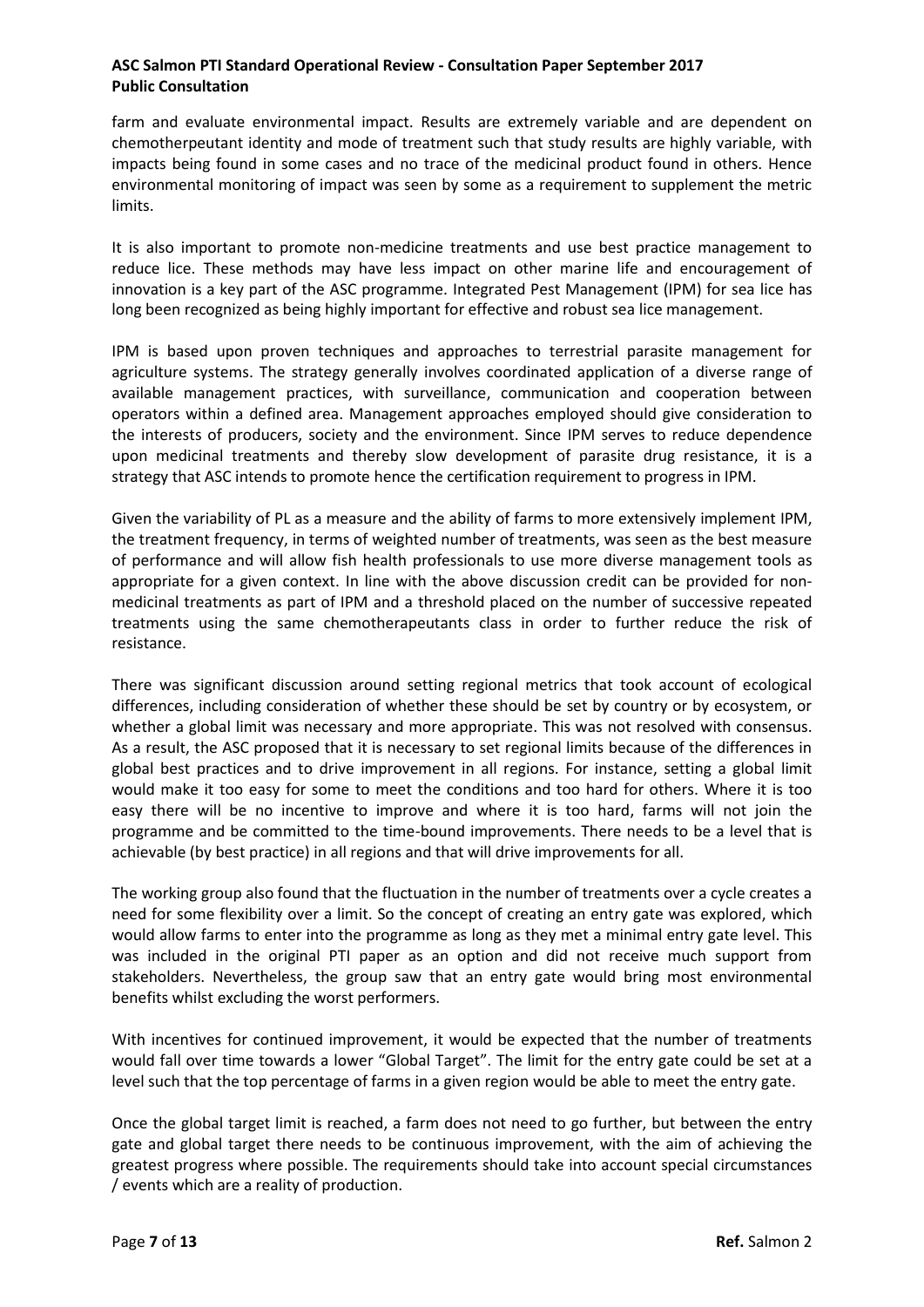farm and evaluate environmental impact. Results are extremely variable and are dependent on chemotherpeutant identity and mode of treatment such that study results are highly variable, with impacts being found in some cases and no trace of the medicinal product found in others. Hence environmental monitoring of impact was seen by some as a requirement to supplement the metric limits.

It is also important to promote non-medicine treatments and use best practice management to reduce lice. These methods may have less impact on other marine life and encouragement of innovation is a key part of the ASC programme. Integrated Pest Management (IPM) for sea lice has long been recognized as being highly important for effective and robust sea lice management.

IPM is based upon proven techniques and approaches to terrestrial parasite management for agriculture systems. The strategy generally involves coordinated application of a diverse range of available management practices, with surveillance, communication and cooperation between operators within a defined area. Management approaches employed should give consideration to the interests of producers, society and the environment. Since IPM serves to reduce dependence upon medicinal treatments and thereby slow development of parasite drug resistance, it is a strategy that ASC intends to promote hence the certification requirement to progress in IPM.

Given the variability of PL as a measure and the ability of farms to more extensively implement IPM, the treatment frequency, in terms of weighted number of treatments, was seen as the best measure of performance and will allow fish health professionals to use more diverse management tools as appropriate for a given context. In line with the above discussion credit can be provided for non-medicinal treatments as part of IPM and a threshold placed on the number of successive repeated treatments using the same chemotherapeutants class in order to further reduce the risk of resistance.

There was significant discussion around setting regional metrics that took account of ecological differences, including consideration of whether these should be set by country or by ecosystem, or whether a global limit was necessary and more appropriate. This was not resolved with consensus. As a result, the ASC proposed that it is necessary to set regional limits because of the differences in global best practices and to drive improvement in all regions. For instance, setting a global limit would make it too easy for some to meet the conditions and too hard for others. Where it is too easy there will be no incentive to improve and where it is too hard, farms will not join the programme and be committed to the time-bound improvements. There needs to be a level that is achievable (by best practice) in all regions and that will drive improvements for all.

The working group also found that the fluctuation in the number of treatments over a cycle creates a need for some flexibility over a limit. So the concept of creating an entry gate was explored, which would allow farms to enter into the programme as long as they met a minimal entry gate level. This was included in the original PTI paper as an option and did not receive much support from stakeholders. Nevertheless, the group saw that an entry gate would bring most environmental benefits whilst excluding the worst performers.

With incentives for continued improvement, it would be expected that the number of treatments would fall over time towards a lower "Global Target". The limit for the entry gate could be set at a level such that the top percentage of farms in a given region would be able to meet the entry gate.

Once the global target limit is reached, a farm does not need to go further, but between the entry gate and global target there needs to be continuous improvement, with the aim of achieving the greatest progress where possible. The requirements should take into account special circumstances / events which are a reality of production.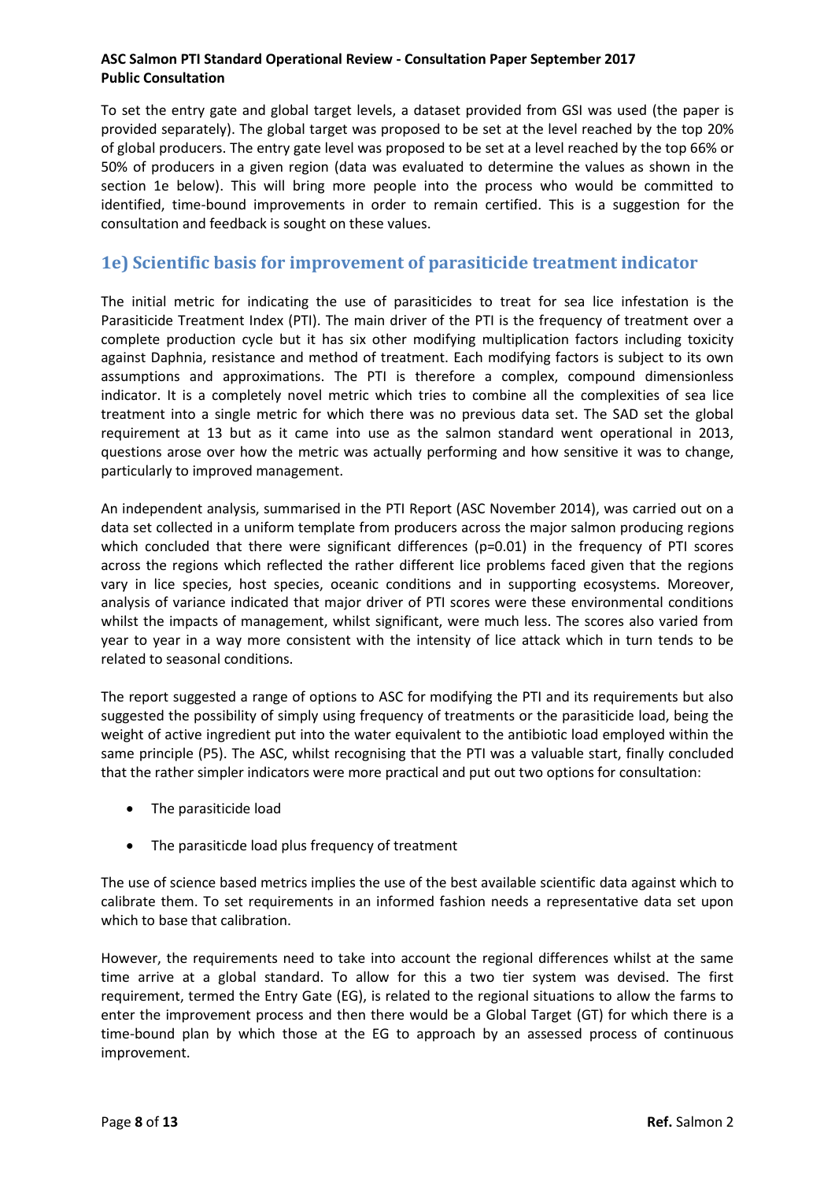To set the entry gate and global target levels, a dataset provided from GSI was used (the paper is provided separately). The global target was proposed to be set at the level reached by the top 20% of global producers. The entry gate level was proposed to be set at a level reached by the top 66% or 50% of producers in a given region (data was evaluated to determine the values as shown in the section 1e below). This will bring more people into the process who would be committed to identified, time-bound improvements in order to remain certified. This is a suggestion for the consultation and feedback is sought on these values.

## 1e) Scientific basis for improvement of parasiticide treatment indicator

The initial metric for indicating the use of parasiticides to treat for sea lice infestation is the Parasiticide Treatment Index (PTI). The main driver of the PTI is the frequency of treatment over a complete production cycle but it has six other modifying multiplication factors including toxicity against Daphnia, resistance and method of treatment. Each modifying factors is subject to its own assumptions and approximations. The PTI is therefore a complex, compound dimensionless indicator. It is a completely novel metric which tries to combine all the complexities of sea lice treatment into a single metric for which there was no previous data set. The SAD set the global requirement at 13 but as it came into use as the salmon standard went operational in 2013, questions arose over how the metric was actually performing and how sensitive it was to change, particularly to improved management.

An independent analysis, summarised in the PTI Report (ASC November 2014), was carried out on a data set collected in a uniform template from producers across the major salmon producing regions which concluded that there were significant differences ($p=0.01$) in the frequency of PTI scores across the regions which reflected the rather different lice problems faced given that the regions vary in lice species, host species, oceanic conditions and in supporting ecosystems. Moreover, analysis of variance indicated that major driver of PTI scores were these environmental conditions whilst the impacts of management, whilst significant, were much less. The scores also varied from year to year in a way more consistent with the intensity of lice attack which in turn tends to be related to seasonal conditions.

The report suggested a range of options to ASC for modifying the PTI and its requirements but also suggested the possibility of simply using frequency of treatments or the parasiticide load, being the weight of active ingredient put into the water equivalent to the antibiotic load employed within the same principle (P5). The ASC, whilst recognising that the PTI was a valuable start, finally concluded that the rather simpler indicators were more practical and put out two options for consultation:

- The parasiticide load
- The parasiticde load plus frequency of treatment

The use of science based metrics implies the use of the best available scientific data against which to calibrate them. To set requirements in an informed fashion needs a representative data set upon which to base that calibration.

However, the requirements need to take into account the regional differences whilst at the same time arrive at a global standard. To allow for this a two tier system was devised. The first requirement, termed the Entry Gate (EG), is related to the regional situations to allow the farms to enter the improvement process and then there would be a Global Target (GT) for which there is a time-bound plan by which those at the EG to approach by an assessed process of continuous improvement.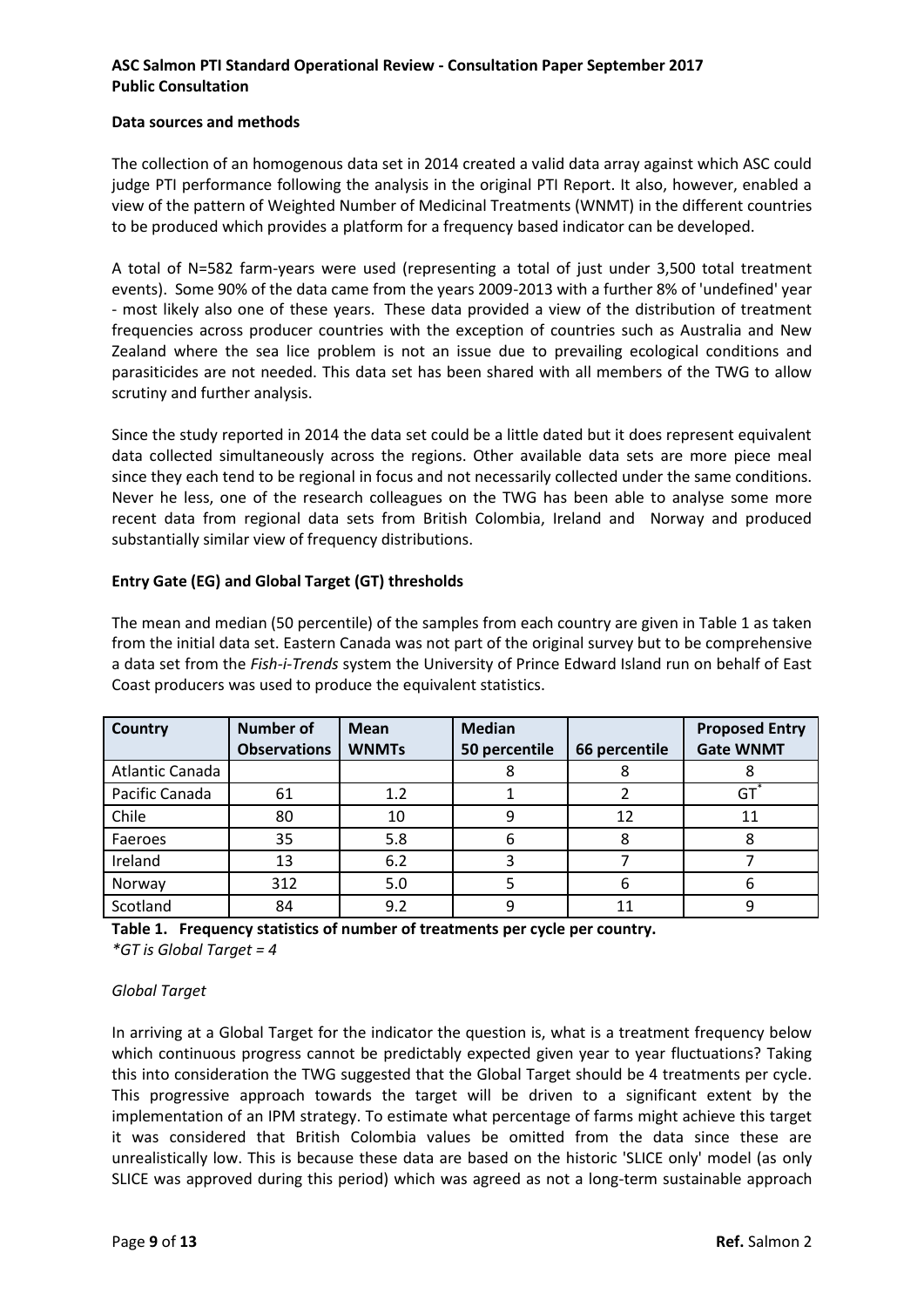### Data sources and methods

The collection of an homogenous data set in 2014 created a valid data array against which ASC could judge PTI performance following the analysis in the original PTI Report. It also, however, enabled a view of the pattern of Weighted Number of Medicinal Treatments (WNMT) in the different countries to be produced which provides a platform for a frequency based indicator can be developed.

A total of N=582 farm-years were used (representing a total of just under 3,500 total treatment events). Some 90% of the data came from the years 2009-2013 with a further 8% of 'undefined' year - most likely also one of these years. These data provided a view of the distribution of treatment frequencies across producer countries with the exception of countries such as Australia and New Zealand where the sea lice problem is not an issue due to prevailing ecological conditions and parasiticides are not needed. This data set has been shared with all members of the TWG to allow scrutiny and further analysis.

Since the study reported in 2014 the data set could be a little dated but it does represent equivalent data collected simultaneously across the regions. Other available data sets are more piece meal since they each tend to be regional in focus and not necessarily collected under the same conditions. Never he less, one of the research colleagues on the TWG has been able to analyse some more recent data from regional data sets from British Colombia, Ireland and Norway and produced substantially similar view of frequency distributions.

### Entry Gate (EG) and Global Target (GT) thresholds

The mean and median (50 percentile) of the samples from each country are given in Table 1 as taken from the initial data set. Eastern Canada was not part of the original survey but to be comprehensive a data set from the *Fish-i-Trends* system the University of Prince Edward Island run on behalf of East Coast producers was used to produce the equivalent statistics.

| Country | Number of Observations | Mean WNMTs | Median 50 percentile | 66 percentile | Proposed Entry Gate WNMT |
|---|---|---|---|---|---|
| Atlantic Canada | | | 8 | 8 | 8 |
| Pacific Canada | 61 | 1.2 | 1 | 2 | GT* |
| Chile | 80 | 10 | 9 | 12 | 11 |
| Faeroes | 35 | 5.8 | 6 | 8 | 8 |
| Ireland | 13 | 6.2 | 3 | 7 | 7 |
| Norway | 312 | 5.0 | 5 | 6 | 6 |
| Scotland | 84 | 9.2 | 9 | 11 | 9 |

**Table 1. Frequency statistics of number of treatments per cycle per country.**
*\*GT is Global Target = 4*

*Global Target*

In arriving at a Global Target for the indicator the question is, what is a treatment frequency below which continuous progress cannot be predictably expected given year to year fluctuations? Taking this into consideration the TWG suggested that the Global Target should be 4 treatments per cycle. This progressive approach towards the target will be driven to a significant extent by the implementation of an IPM strategy. To estimate what percentage of farms might achieve this target it was considered that British Colombia values be omitted from the data since these are unrealistically low. This is because these data are based on the historic 'SLICE only' model (as only SLICE was approved during this period) which was agreed as not a long-term sustainable approach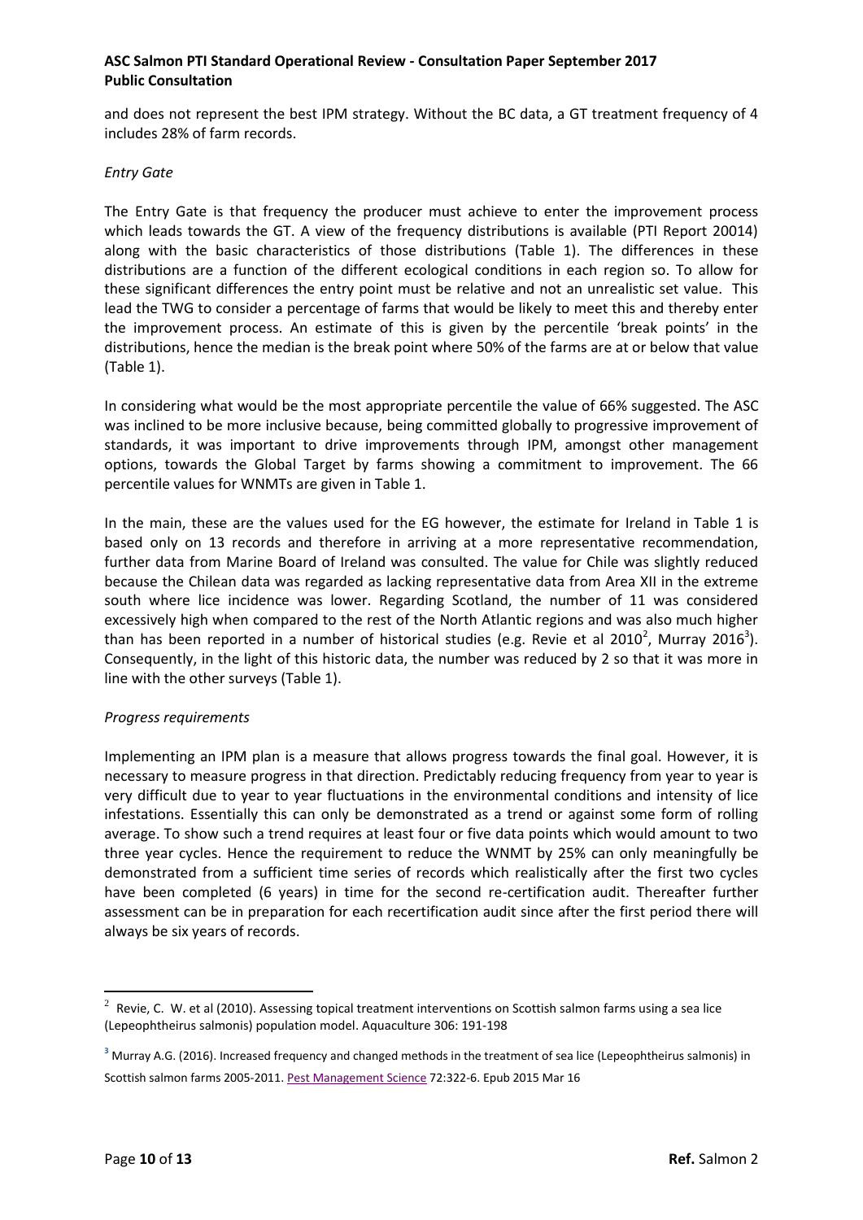and does not represent the best IPM strategy. Without the BC data, a GT treatment frequency of 4 includes 28% of farm records.

*Entry Gate*

The Entry Gate is that frequency the producer must achieve to enter the improvement process which leads towards the GT. A view of the frequency distributions is available (PTI Report 20014) along with the basic characteristics of those distributions (Table 1). The differences in these distributions are a function of the different ecological conditions in each region so. To allow for these significant differences the entry point must be relative and not an unrealistic set value. This lead the TWG to consider a percentage of farms that would be likely to meet this and thereby enter the improvement process. An estimate of this is given by the percentile 'break points' in the distributions, hence the median is the break point where 50% of the farms are at or below that value (Table 1).

In considering what would be the most appropriate percentile the value of 66% suggested. The ASC was inclined to be more inclusive because, being committed globally to progressive improvement of standards, it was important to drive improvements through IPM, amongst other management options, towards the Global Target by farms showing a commitment to improvement. The 66 percentile values for WNMTs are given in Table 1.

In the main, these are the values used for the EG however, the estimate for Ireland in Table 1 is based only on 13 records and therefore in arriving at a more representative recommendation, further data from Marine Board of Ireland was consulted. The value for Chile was slightly reduced because the Chilean data was regarded as lacking representative data from Area XII in the extreme south where lice incidence was lower. Regarding Scotland, the number of 11 was considered excessively high when compared to the rest of the North Atlantic regions and was also much higher than has been reported in a number of historical studies (e.g. Revie et al 2010[2], Murray 2016[3]). Consequently, in the light of this historic data, the number was reduced by 2 so that it was more in line with the other surveys (Table 1).

*Progress requirements*

Implementing an IPM plan is a measure that allows progress towards the final goal. However, it is necessary to measure progress in that direction. Predictably reducing frequency from year to year is very difficult due to year to year fluctuations in the environmental conditions and intensity of lice infestations. Essentially this can only be demonstrated as a trend or against some form of rolling average. To show such a trend requires at least four or five data points which would amount to two three year cycles. Hence the requirement to reduce the WNMT by 25% can only meaningfully be demonstrated from a sufficient time series of records which realistically after the first two cycles have been completed (6 years) in time for the second re-certification audit. Thereafter further assessment can be in preparation for each recertification audit since after the first period there will always be six years of records.

---

[2] Revie, C. W. et al (2010). Assessing topical treatment interventions on Scottish salmon farms using a sea lice (Lepeophtheirus salmonis) population model. Aquaculture 306: 191-198

[3] Murray A.G. (2016). Increased frequency and changed methods in the treatment of sea lice (Lepeophtheirus salmonis) in Scottish salmon farms 2005-2011. Pest Management Science 72:322-6. Epub 2015 Mar 16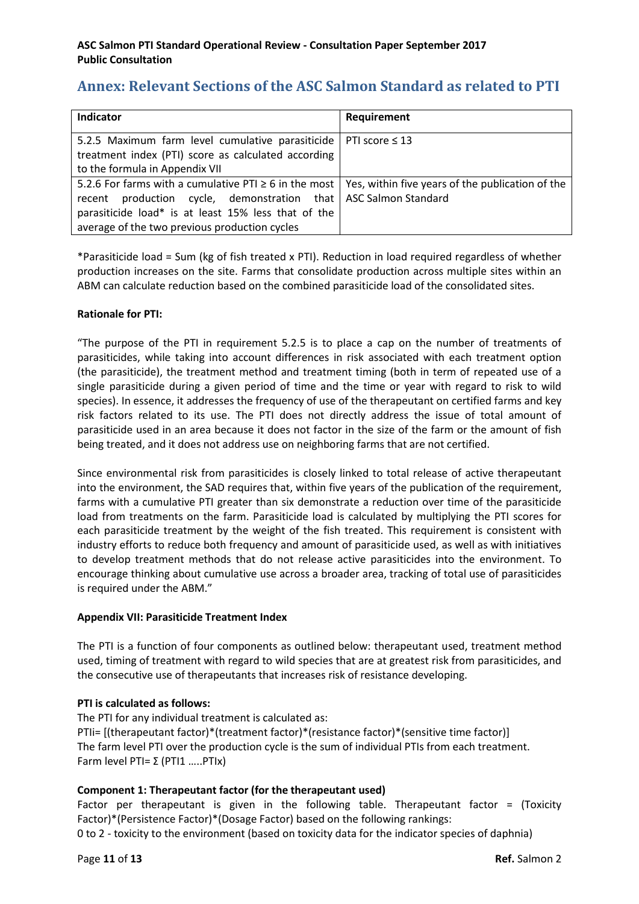## Annex: Relevant Sections of the ASC Salmon Standard as related to PTI

| Indicator | Requirement |
|---|---|
| 5.2.5 Maximum farm level cumulative parasiticide treatment index (PTI) score as calculated according to the formula in Appendix VII | PTI score ≤ 13 |
| 5.2.6 For farms with a cumulative PTI ≥ 6 in the most recent production cycle, demonstration that parasiticide load* is at least 15% less that of the average of the two previous production cycles | Yes, within five years of the publication of the ASC Salmon Standard |

*Parasiticide load = Sum (kg of fish treated x PTI). Reduction in load required regardless of whether production increases on the site. Farms that consolidate production across multiple sites within an ABM can calculate reduction based on the combined parasiticide load of the consolidated sites.

**Rationale for PTI:**

"The purpose of the PTI in requirement 5.2.5 is to place a cap on the number of treatments of parasiticides, while taking into account differences in risk associated with each treatment option (the parasiticide), the treatment method and treatment timing (both in term of repeated use of a single parasiticide during a given period of time and the time or year with regard to risk to wild species). In essence, it addresses the frequency of use of the therapeutant on certified farms and key risk factors related to its use. The PTI does not directly address the issue of total amount of parasiticide used in an area because it does not factor in the size of the farm or the amount of fish being treated, and it does not address use on neighboring farms that are not certified.

Since environmental risk from parasiticides is closely linked to total release of active therapeutant into the environment, the SAD requires that, within five years of the publication of the requirement, farms with a cumulative PTI greater than six demonstrate a reduction over time of the parasiticide load from treatments on the farm. Parasiticide load is calculated by multiplying the PTI scores for each parasiticide treatment by the weight of the fish treated. This requirement is consistent with industry efforts to reduce both frequency and amount of parasiticide used, as well as with initiatives to develop treatment methods that do not release active parasiticides into the environment. To encourage thinking about cumulative use across a broader area, tracking of total use of parasiticides is required under the ABM."

**Appendix VII: Parasiticide Treatment Index**

The PTI is a function of four components as outlined below: therapeutant used, treatment method used, timing of treatment with regard to wild species that are at greatest risk from parasiticides, and the consecutive use of therapeutants that increases risk of resistance developing.

**PTI is calculated as follows:**

The PTI for any individual treatment is calculated as:

PTIi= [(therapeutant factor)*(treatment factor)*(resistance factor)*(sensitive time factor)]

The farm level PTI over the production cycle is the sum of individual PTIs from each treatment.

Farm level PTI= Σ (PTI1 …..PTIx)

**Component 1: Therapeutant factor (for the therapeutant used)**

Factor per therapeutant is given in the following table. Therapeutant factor = (Toxicity Factor)*(Persistence Factor)*(Dosage Factor) based on the following rankings:

0 to 2 - toxicity to the environment (based on toxicity data for the indicator species of daphnia)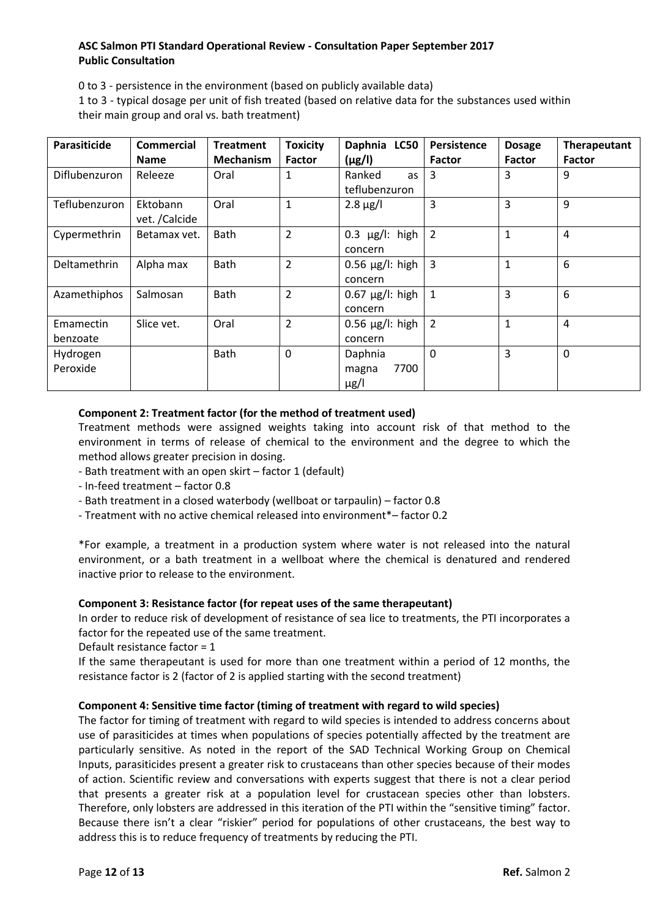0 to 3 - persistence in the environment (based on publicly available data)
1 to 3 - typical dosage per unit of fish treated (based on relative data for the substances used within their main group and oral vs. bath treatment)

| Parasiticide | Commercial Name | Treatment Mechanism | Toxicity Factor | Daphnia LC50 (µg/l) | Persistence Factor | Dosage Factor | Therapeutant Factor |
|---|---|---|---|---|---|---|---|
| Diflubenzuron | Releeze | Oral | 1 | Ranked as teflubenzuron | 3 | 3 | 9 |
| Teflubenzuron | Ektobann vet. /Calcide | Oral | 1 | 2.8 µg/l | 3 | 3 | 9 |
| Cypermethrin | Betamax vet. | Bath | 2 | 0.3 µg/l: high concern | 2 | 1 | 4 |
| Deltamethrin | Alpha max | Bath | 2 | 0.56 µg/l: high concern | 3 | 1 | 6 |
| Azamethiphos | Salmosan | Bath | 2 | 0.67 µg/l: high concern | 1 | 3 | 6 |
| Emamectin benzoate | Slice vet. | Oral | 2 | 0.56 µg/l: high concern | 2 | 1 | 4 |
| Hydrogen Peroxide | | Bath | 0 | Daphnia magna 7700 µg/l | 0 | 3 | 0 |

**Component 2: Treatment factor (for the method of treatment used)**

Treatment methods were assigned weights taking into account risk of that method to the environment in terms of release of chemical to the environment and the degree to which the method allows greater precision in dosing.

- Bath treatment with an open skirt – factor 1 (default)
- In-feed treatment – factor 0.8
- Bath treatment in a closed waterbody (wellboat or tarpaulin) – factor 0.8
- Treatment with no active chemical released into environment*– factor 0.2

*For example, a treatment in a production system where water is not released into the natural environment, or a bath treatment in a wellboat where the chemical is denatured and rendered inactive prior to release to the environment.

**Component 3: Resistance factor (for repeat uses of the same therapeutant)**

In order to reduce risk of development of resistance of sea lice to treatments, the PTI incorporates a factor for the repeated use of the same treatment.

Default resistance factor = 1

If the same therapeutant is used for more than one treatment within a period of 12 months, the resistance factor is 2 (factor of 2 is applied starting with the second treatment)

**Component 4: Sensitive time factor (timing of treatment with regard to wild species)**

The factor for timing of treatment with regard to wild species is intended to address concerns about use of parasiticides at times when populations of species potentially affected by the treatment are particularly sensitive. As noted in the report of the SAD Technical Working Group on Chemical Inputs, parasiticides present a greater risk to crustaceans than other species because of their modes of action. Scientific review and conversations with experts suggest that there is not a clear period that presents a greater risk at a population level for crustacean species other than lobsters. Therefore, only lobsters are addressed in this iteration of the PTI within the "sensitive timing" factor. Because there isn't a clear "riskier" period for populations of other crustaceans, the best way to address this is to reduce frequency of treatments by reducing the PTI.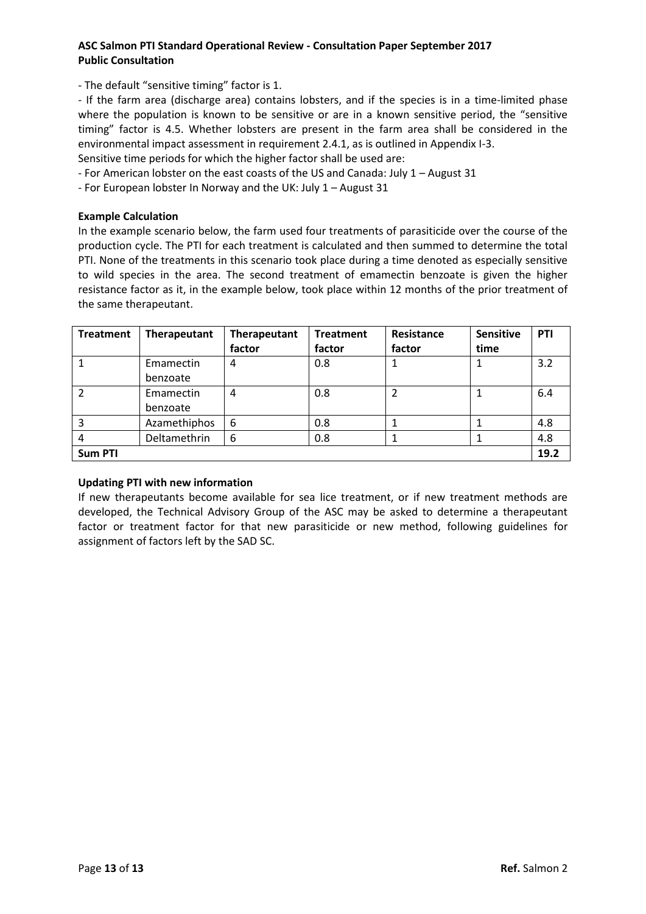- The default "sensitive timing" factor is 1.

- If the farm area (discharge area) contains lobsters, and if the species is in a time-limited phase where the population is known to be sensitive or are in a known sensitive period, the "sensitive timing" factor is 4.5. Whether lobsters are present in the farm area shall be considered in the environmental impact assessment in requirement 2.4.1, as is outlined in Appendix I-3.

Sensitive time periods for which the higher factor shall be used are:

- For American lobster on the east coasts of the US and Canada: July 1 – August 31
- For European lobster In Norway and the UK: July 1 – August 31

**Example Calculation**

In the example scenario below, the farm used four treatments of parasiticide over the course of the production cycle. The PTI for each treatment is calculated and then summed to determine the total PTI. None of the treatments in this scenario took place during a time denoted as especially sensitive to wild species in the area. The second treatment of emamectin benzoate is given the higher resistance factor as it, in the example below, took place within 12 months of the prior treatment of the same therapeutant.

| Treatment | Therapeutant | Therapeutant factor | Treatment factor | Resistance factor | Sensitive time | PTI |
|---|---|---|---|---|---|---|
| 1 | Emamectin benzoate | 4 | 0.8 | 1 | 1 | 3.2 |
| 2 | Emamectin benzoate | 4 | 0.8 | 2 | 1 | 6.4 |
| 3 | Azamethiphos | 6 | 0.8 | 1 | 1 | 4.8 |
| 4 | Deltamethrin | 6 | 0.8 | 1 | 1 | 4.8 |
| **Sum PTI** | | | | | | **19.2** |

**Updating PTI with new information**

If new therapeutants become available for sea lice treatment, or if new treatment methods are developed, the Technical Advisory Group of the ASC may be asked to determine a therapeutant factor or treatment factor for that new parasiticide or new method, following guidelines for assignment of factors left by the SAD SC.